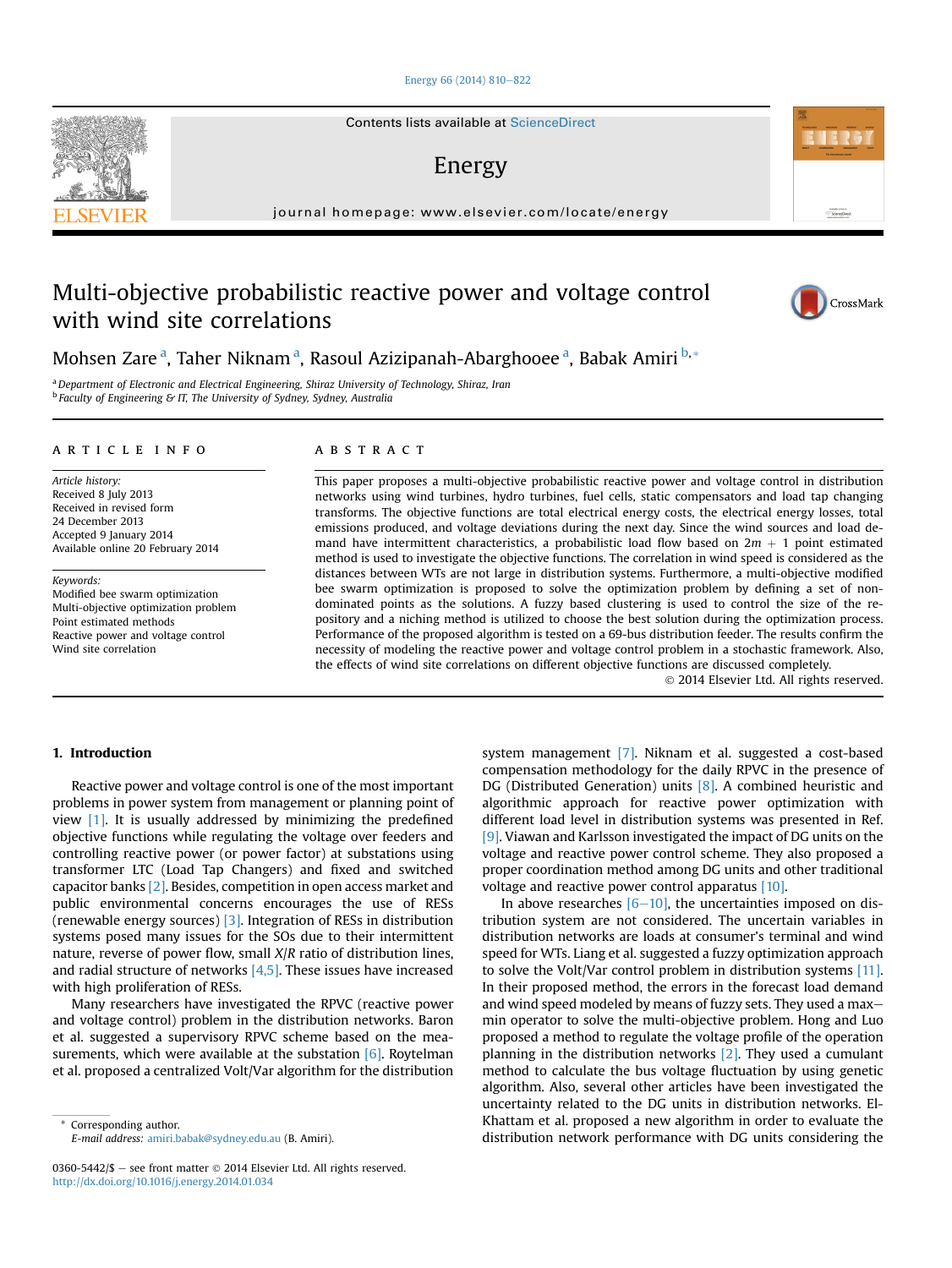# Multi-objective probabilistic reactive power and voltage control with wind site correlations

Mohsen Zare [a], Taher Niknam [a], Rasoul Azizipanah-Abarghooee [a], Babak Amiri [b,*]

[a] Department of Electronic and Electrical Engineering, Shiraz University of Technology, Shiraz, Iran
[b] Faculty of Engineering & IT, The University of Sydney, Sydney, Australia

## ARTICLE INFO

*Article history:*
Received 8 July 2013
Received in revised form
24 December 2013
Accepted 9 January 2014
Available online 20 February 2014

*Keywords:*
Modified bee swarm optimization
Multi-objective optimization problem
Point estimated methods
Reactive power and voltage control
Wind site correlation

## ABSTRACT

This paper proposes a multi-objective probabilistic reactive power and voltage control in distribution networks using wind turbines, hydro turbines, fuel cells, static compensators and load tap changing transforms. The objective functions are total electrical energy costs, the electrical energy losses, total emissions produced, and voltage deviations during the next day. Since the wind sources and load demand have intermittent characteristics, a probabilistic load flow based on $2m + 1$ point estimated method is used to investigate the objective functions. The correlation in wind speed is considered as the distances between WTs are not large in distribution systems. Furthermore, a multi-objective modified bee swarm optimization is proposed to solve the optimization problem by defining a set of non-dominated points as the solutions. A fuzzy based clustering is used to control the size of the repository and a niching method is utilized to choose the best solution during the optimization process. Performance of the proposed algorithm is tested on a 69-bus distribution feeder. The results confirm the necessity of modeling the reactive power and voltage control problem in a stochastic framework. Also, the effects of wind site correlations on different objective functions are discussed completely.

© 2014 Elsevier Ltd. All rights reserved.

## 1. Introduction

Reactive power and voltage control is one of the most important problems in power system from management or planning point of view [1]. It is usually addressed by minimizing the predefined objective functions while regulating the voltage over feeders and controlling reactive power (or power factor) at substations using transformer LTC (Load Tap Changers) and fixed and switched capacitor banks [2]. Besides, competition in open access market and public environmental concerns encourages the use of RESs (renewable energy sources) [3]. Integration of RESs in distribution systems posed many issues for the SOs due to their intermittent nature, reverse of power flow, small $X/R$ ratio of distribution lines, and radial structure of networks [4,5]. These issues have increased with high proliferation of RESs.

Many researchers have investigated the RPVC (reactive power and voltage control) problem in the distribution networks. Baron et al. suggested a supervisory RPVC scheme based on the measurements, which were available at the substation [6]. Roytelman et al. proposed a centralized Volt/Var algorithm for the distribution system management [7]. Niknam et al. suggested a cost-based compensation methodology for the daily RPVC in the presence of DG (Distributed Generation) units [8]. A combined heuristic and algorithmic approach for reactive power optimization with different load level in distribution systems was presented in Ref. [9]. Viawan and Karlsson investigated the impact of DG units on the voltage and reactive power control scheme. They also proposed a proper coordination method among DG units and other traditional voltage and reactive power control apparatus [10].

In above researches [6–10], the uncertainties imposed on distribution system are not considered. The uncertain variables in distribution networks are loads at consumer's terminal and wind speed for WTs. Liang et al. suggested a fuzzy optimization approach to solve the Volt/Var control problem in distribution systems [11]. In their proposed method, the errors in the forecast load demand and wind speed modeled by means of fuzzy sets. They used a max–min operator to solve the multi-objective problem. Hong and Luo proposed a method to regulate the voltage profile of the operation planning in the distribution networks [2]. They used a cumulant method to calculate the bus voltage fluctuation by using genetic algorithm. Also, several other articles have been investigated the uncertainty related to the DG units in distribution networks. El-Khattam et al. proposed a new algorithm in order to evaluate the distribution network performance with DG units considering the

\* Corresponding author.
E-mail address: amiri.babak@sydney.edu.au (B. Amiri).

0360-5442/$ – see front matter © 2014 Elsevier Ltd. All rights reserved.
http://dx.doi.org/10.1016/j.energy.2014.01.034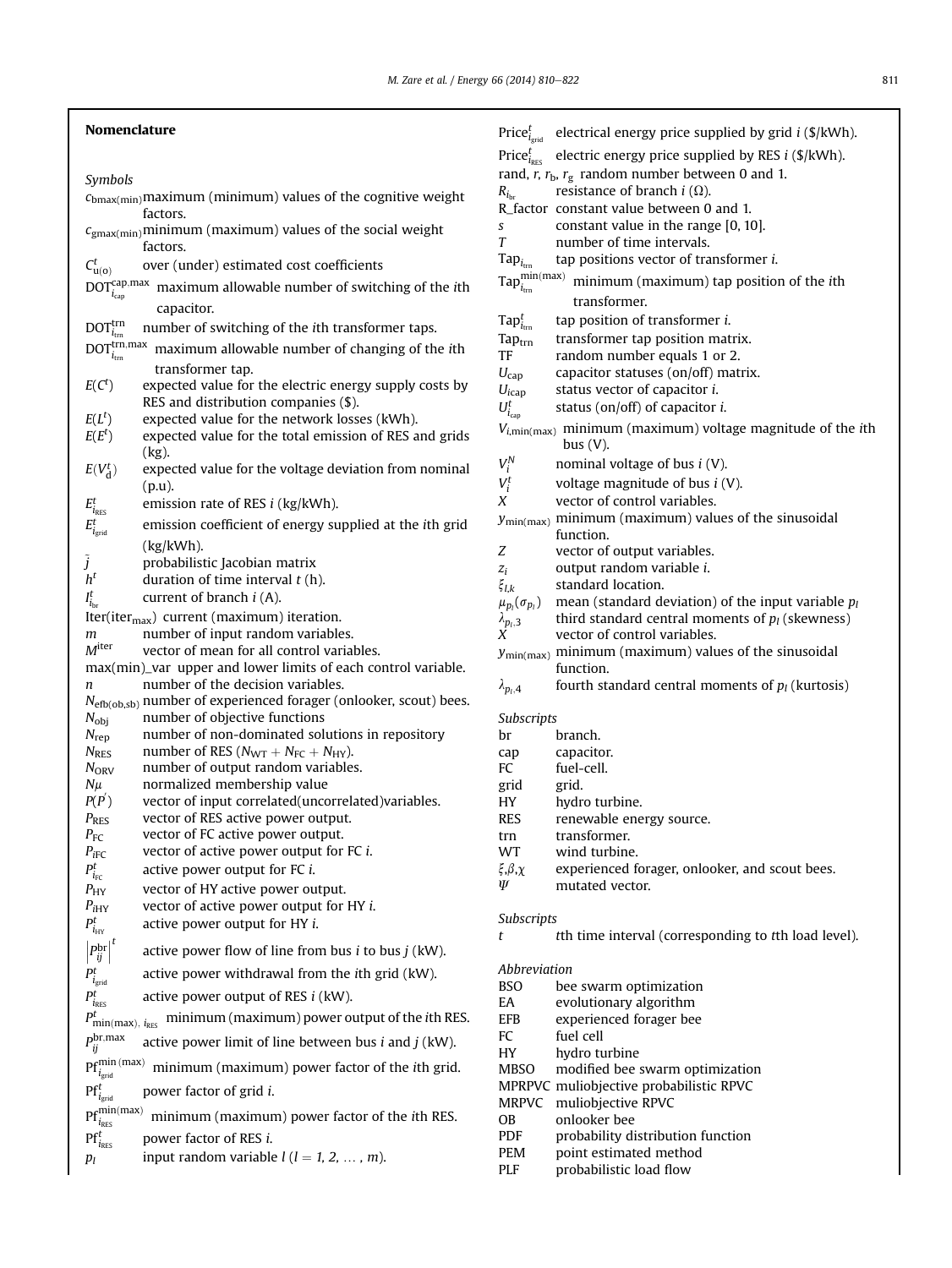## Nomenclature

### Symbols

- $c_{\text{bmax(min)}}$ maximum (minimum) values of the cognitive weight factors.
- $c_{\text{gmax(min)}}$ minimum (maximum) values of the social weight factors.
- $C^t_{\text{u(o)}}$ over (under) estimated cost coefficients
- $\text{DOT}^{\text{cap,max}}_{i_{\text{cap}}}$ maximum allowable number of switching of the $i$th capacitor.
- $\text{DOT}^{\text{trn}}_{i_{\text{trn}}}$ number of switching of the $i$th transformer taps.
- $\text{DOT}^{\text{trn,max}}_{i_{\text{trn}}}$ maximum allowable number of changing of the $i$th transformer tap.
- $E(C^t)$ expected value for the electric energy supply costs by RES and distribution companies (\$).
- $E(L^t)$ expected value for the network losses (kWh).
- $E(E^t)$ expected value for the total emission of RES and grids (kg).
- $E(V^t_{\text{d}})$ expected value for the voltage deviation from nominal (p.u).
- $E^t_{i_{\text{RES}}}$ emission rate of RES $i$ (kg/kWh).
- $E^t_{i_{\text{grid}}}$ emission coefficient of energy supplied at the $i$th grid (kg/kWh).
- $\bar{J}$ probabilistic Jacobian matrix
- $h^t$ duration of time interval $t$ (h).
- $I^t_{i_{\text{br}}}$ current of branch $i$ (A).
- $\text{Iter}(\text{iter}_{\text{max}})$ current (maximum) iteration.
- $m$ number of input random variables.
- $M^{\text{iter}}$ vector of mean for all control variables.
- max(min)_var upper and lower limits of each control variable.
- $n$ number of the decision variables.
- $N_{\text{efb(ob,sb)}}$ number of experienced forager (onlooker, scout) bees.
- $N_{\text{obj}}$ number of objective functions
- $N_{\text{rep}}$ number of non-dominated solutions in repository
- $N_{\text{RES}}$ number of RES ($N_{\text{WT}} + N_{\text{FC}} + N_{\text{HY}}$).
- $N_{\text{ORV}}$ number of output random variables.
- $N\mu$ normalized membership value
- $P(P')$ vector of input correlated(uncorrelated)variables.
- $P_{\text{RES}}$ vector of RES active power output.
- $P_{\text{FC}}$ vector of FC active power output.
- $P_{i\text{FC}}$ vector of active power output for FC $i$.
- $P^t_{i_{\text{FC}}}$ active power output for FC $i$.
- $P_{\text{HY}}$ vector of HY active power output.
- $P_{i\text{HY}}$ vector of active power output for HY $i$.
- $P^t_{i_{\text{HY}}}$ active power output for HY $i$.
- $\left|P^{\text{br}}_{ij}\right|^t$ active power flow of line from bus $i$ to bus $j$ (kW).
- $P^t_{i_{\text{grid}}}$ active power withdrawal from the $i$th grid (kW).
- $P^t_{i_{\text{RES}}}$ active power output of RES $i$ (kW).
- $P^t_{\text{min(max)},\, i_{\text{RES}}}$ minimum (maximum) power output of the $i$th RES.
- $P^{\text{br,max}}_{ij}$ active power limit of line between bus $i$ and $j$ (kW).
- $\text{Pf}^{\text{min (max)}}_{i_{\text{grid}}}$ minimum (maximum) power factor of the $i$th grid.
- $\text{Pf}^t_{i_{\text{grid}}}$ power factor of grid $i$.
- $\text{Pf}^{\text{min(max)}}_{i_{\text{RES}}}$ minimum (maximum) power factor of the $i$th RES.
- $\text{Pf}^t_{i_{\text{RES}}}$ power factor of RES $i$.
- $p_l$ input random variable $l$ ($l = 1, 2, \ldots, m$).
- $\text{Price}^t_{i_{\text{grid}}}$ electrical energy price supplied by grid $i$ (\$/kWh).
- $\text{Price}^t_{i_{\text{RES}}}$ electric energy price supplied by RES $i$ (\$/kWh).
- rand, $r$, $r_{\text{b}}$, $r_{\text{g}}$ random number between 0 and 1.
- $R_{i_{\text{br}}}$ resistance of branch $i$ (Ω).
- R_factor constant value between 0 and 1.
- $s$ constant value in the range [0, 10].
- $T$ number of time intervals.
- $\text{Tap}_{i_{\text{trn}}}$ tap positions vector of transformer $i$.
- $\text{Tap}^{\text{min(max)}}_{i_{\text{trn}}}$ minimum (maximum) tap position of the $i$th transformer.
- $\text{Tap}^t_{i_{\text{trn}}}$ tap position of transformer $i$.
- $\text{Tap}_{\text{trn}}$ transformer tap position matrix.
- TF random number equals 1 or 2.
- $U_{\text{cap}}$ capacitor statuses (on/off) matrix.
- $U_{i\text{cap}}$ status vector of capacitor $i$.
- $U^t_{i_{\text{cap}}}$ status (on/off) of capacitor $i$.
- $V_{i,\text{min(max)}}$ minimum (maximum) voltage magnitude of the $i$th bus (V).
- $V^N_i$ nominal voltage of bus $i$ (V).
- $V^t_i$ voltage magnitude of bus $i$ (V).
- $X$ vector of control variables.
- $y_{\text{min(max)}}$ minimum (maximum) values of the sinusoidal function.
- $Z$ vector of output variables.
- $z_i$ output random variable $i$.
- $\xi_{l,k}$ standard location.
- $\mu_{p_l}(\sigma_{p_l})$ mean (standard deviation) of the input variable $p_l$
- $\lambda_{p_l,3}$ third standard central moments of $p_l$ (skewness)
- $X$ vector of control variables.
- $y_{\text{min(max)}}$ minimum (maximum) values of the sinusoidal function.
- $\lambda_{p_l,4}$ fourth standard central moments of $p_l$ (kurtosis)

### Subscripts

- br branch.
- cap capacitor.
- FC fuel-cell.
- grid grid.
- HY hydro turbine.
- RES renewable energy source.
- trn transformer.
- WT wind turbine.
- $\xi,\beta,\chi$ experienced forager, onlooker, and scout bees.
- $\Psi$ mutated vector.

### Subscripts

- $t$ $t$th time interval (corresponding to $t$th load level).

### Abbreviation

- BSO bee swarm optimization
- EA evolutionary algorithm
- EFB experienced forager bee
- FC fuel cell
- HY hydro turbine
- MBSO modified bee swarm optimization
- MPRPVC muliobjective probabilistic RPVC
- MRPVC muliobjective RPVC
- OB onlooker bee
- PDF probability distribution function
- PEM point estimated method
- PLF probabilistic load flow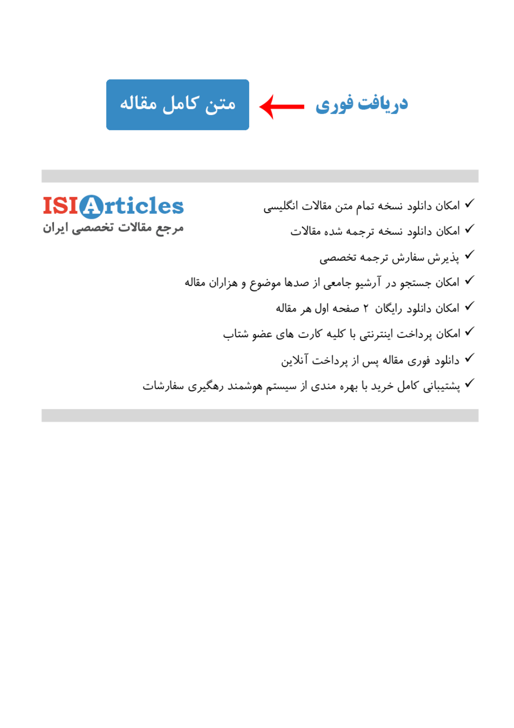دریافت فوری ← **متن کامل مقاله**

**ISIArticles**
مرجع مقالات تخصصی ایران

- ✓ امکان دانلود نسخه تمام متن مقالات انگلیسی
- ✓ امکان دانلود نسخه ترجمه شده مقالات
- ✓ پذیرش سفارش ترجمه تخصصی
- ✓ امکان جستجو در آرشیو جامعی از صدها موضوع و هزاران مقاله
- ✓ امکان دانلود رایگان ۲ صفحه اول هر مقاله
- ✓ امکان پرداخت اینترنتی با کلیه کارت های عضو شتاب
- ✓ دانلود فوری مقاله پس از پرداخت آنلاین
- ✓ پشتیبانی کامل خرید با بهره مندی از سیستم هوشمند رهگیری سفارشات